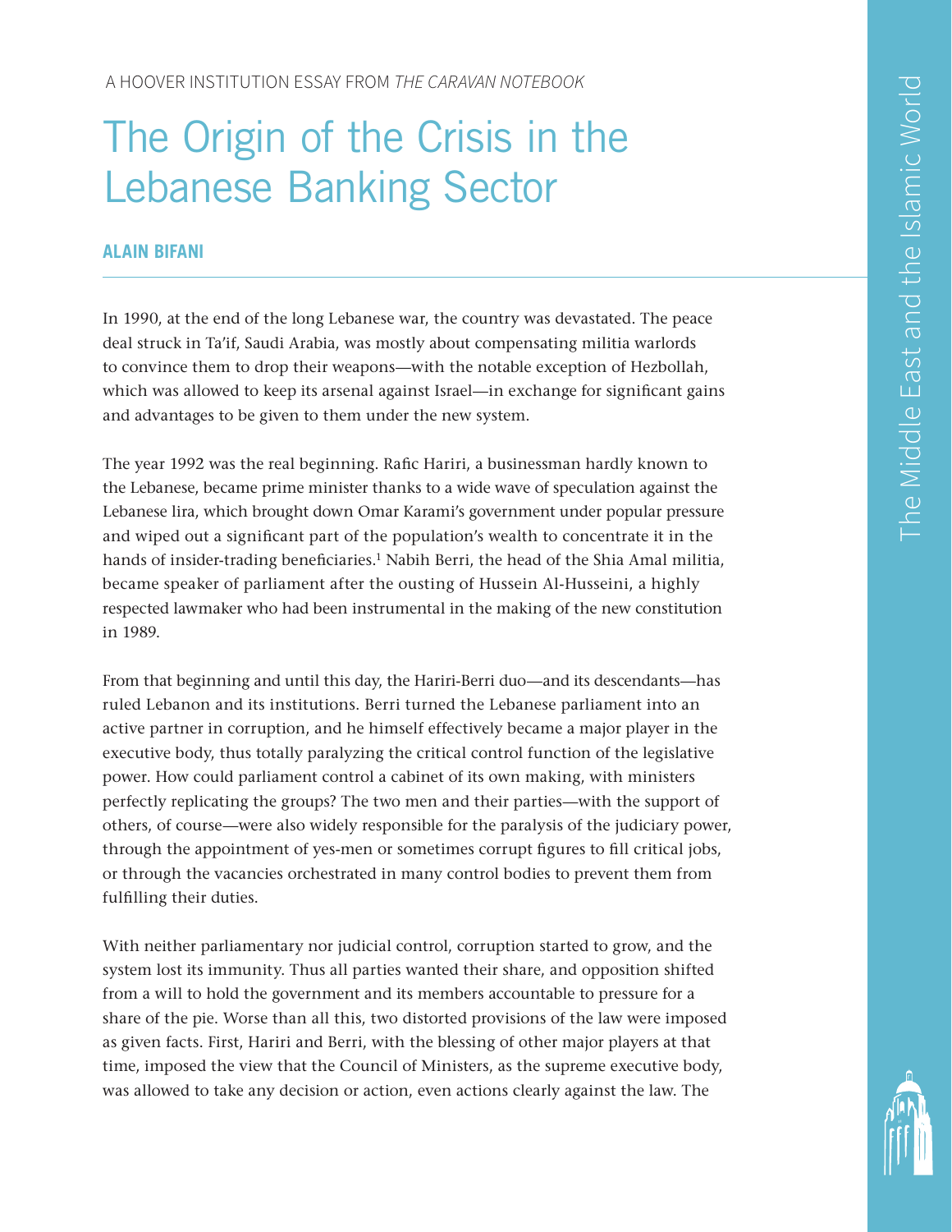A HOOVER INSTITUTION ESSAY FROM *THE CARAVAN NOTEBOOK*

# The Origin of the Crisis in the Lebanese Banking Sector

**ALAIN BIFANI**

In 1990, at the end of the long Lebanese war, the country was devastated. The peace deal struck in Ta'if, Saudi Arabia, was mostly about compensating militia warlords to convince them to drop their weapons—with the notable exception of Hezbollah, which was allowed to keep its arsenal against Israel—in exchange for significant gains and advantages to be given to them under the new system.

The year 1992 was the real beginning. Rafic Hariri, a businessman hardly known to the Lebanese, became prime minister thanks to a wide wave of speculation against the Lebanese lira, which brought down Omar Karami's government under popular pressure and wiped out a significant part of the population's wealth to concentrate it in the hands of insider-trading beneficiaries.[1] Nabih Berri, the head of the Shia Amal militia, became speaker of parliament after the ousting of Hussein Al-Husseini, a highly respected lawmaker who had been instrumental in the making of the new constitution in 1989.

From that beginning and until this day, the Hariri-Berri duo—and its descendants—has ruled Lebanon and its institutions. Berri turned the Lebanese parliament into an active partner in corruption, and he himself effectively became a major player in the executive body, thus totally paralyzing the critical control function of the legislative power. How could parliament control a cabinet of its own making, with ministers perfectly replicating the groups? The two men and their parties—with the support of others, of course—were also widely responsible for the paralysis of the judiciary power, through the appointment of yes-men or sometimes corrupt figures to fill critical jobs, or through the vacancies orchestrated in many control bodies to prevent them from fulfilling their duties.

With neither parliamentary nor judicial control, corruption started to grow, and the system lost its immunity. Thus all parties wanted their share, and opposition shifted from a will to hold the government and its members accountable to pressure for a share of the pie. Worse than all this, two distorted provisions of the law were imposed as given facts. First, Hariri and Berri, with the blessing of other major players at that time, imposed the view that the Council of Ministers, as the supreme executive body, was allowed to take any decision or action, even actions clearly against the law. The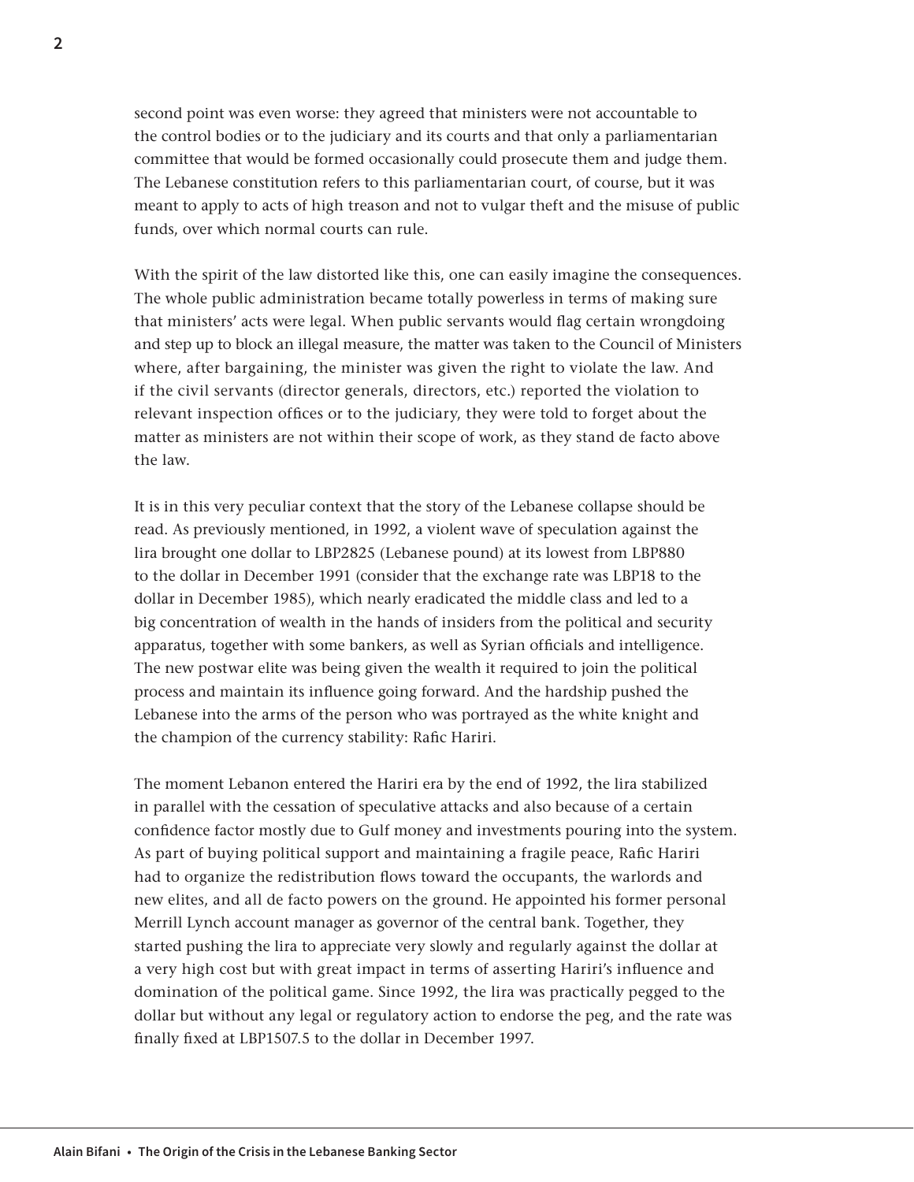second point was even worse: they agreed that ministers were not accountable to the control bodies or to the judiciary and its courts and that only a parliamentarian committee that would be formed occasionally could prosecute them and judge them. The Lebanese constitution refers to this parliamentarian court, of course, but it was meant to apply to acts of high treason and not to vulgar theft and the misuse of public funds, over which normal courts can rule.

With the spirit of the law distorted like this, one can easily imagine the consequences. The whole public administration became totally powerless in terms of making sure that ministers' acts were legal. When public servants would flag certain wrongdoing and step up to block an illegal measure, the matter was taken to the Council of Ministers where, after bargaining, the minister was given the right to violate the law. And if the civil servants (director generals, directors, etc.) reported the violation to relevant inspection offices or to the judiciary, they were told to forget about the matter as ministers are not within their scope of work, as they stand de facto above the law.

It is in this very peculiar context that the story of the Lebanese collapse should be read. As previously mentioned, in 1992, a violent wave of speculation against the lira brought one dollar to LBP2825 (Lebanese pound) at its lowest from LBP880 to the dollar in December 1991 (consider that the exchange rate was LBP18 to the dollar in December 1985), which nearly eradicated the middle class and led to a big concentration of wealth in the hands of insiders from the political and security apparatus, together with some bankers, as well as Syrian officials and intelligence. The new postwar elite was being given the wealth it required to join the political process and maintain its influence going forward. And the hardship pushed the Lebanese into the arms of the person who was portrayed as the white knight and the champion of the currency stability: Rafic Hariri.

The moment Lebanon entered the Hariri era by the end of 1992, the lira stabilized in parallel with the cessation of speculative attacks and also because of a certain confidence factor mostly due to Gulf money and investments pouring into the system. As part of buying political support and maintaining a fragile peace, Rafic Hariri had to organize the redistribution flows toward the occupants, the warlords and new elites, and all de facto powers on the ground. He appointed his former personal Merrill Lynch account manager as governor of the central bank. Together, they started pushing the lira to appreciate very slowly and regularly against the dollar at a very high cost but with great impact in terms of asserting Hariri's influence and domination of the political game. Since 1992, the lira was practically pegged to the dollar but without any legal or regulatory action to endorse the peg, and the rate was finally fixed at LBP1507.5 to the dollar in December 1997.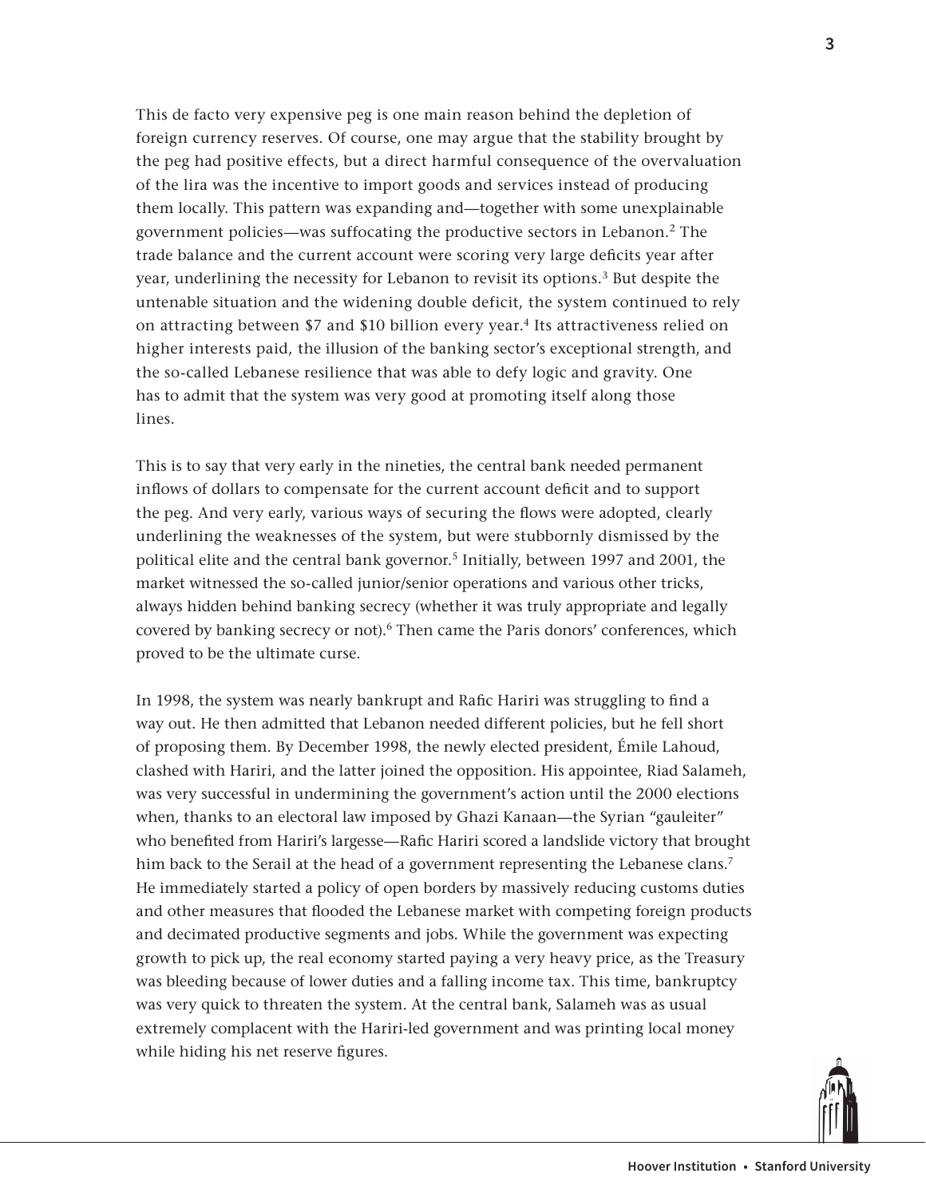This de facto very expensive peg is one main reason behind the depletion of foreign currency reserves. Of course, one may argue that the stability brought by the peg had positive effects, but a direct harmful consequence of the overvaluation of the lira was the incentive to import goods and services instead of producing them locally. This pattern was expanding and—together with some unexplainable government policies—was suffocating the productive sectors in Lebanon.[2] The trade balance and the current account were scoring very large deficits year after year, underlining the necessity for Lebanon to revisit its options.[3] But despite the untenable situation and the widening double deficit, the system continued to rely on attracting between $7 and $10 billion every year.[4] Its attractiveness relied on higher interests paid, the illusion of the banking sector's exceptional strength, and the so-called Lebanese resilience that was able to defy logic and gravity. One has to admit that the system was very good at promoting itself along those lines.

This is to say that very early in the nineties, the central bank needed permanent inflows of dollars to compensate for the current account deficit and to support the peg. And very early, various ways of securing the flows were adopted, clearly underlining the weaknesses of the system, but were stubbornly dismissed by the political elite and the central bank governor.[5] Initially, between 1997 and 2001, the market witnessed the so-called junior/senior operations and various other tricks, always hidden behind banking secrecy (whether it was truly appropriate and legally covered by banking secrecy or not).[6] Then came the Paris donors' conferences, which proved to be the ultimate curse.

In 1998, the system was nearly bankrupt and Rafic Hariri was struggling to find a way out. He then admitted that Lebanon needed different policies, but he fell short of proposing them. By December 1998, the newly elected president, Émile Lahoud, clashed with Hariri, and the latter joined the opposition. His appointee, Riad Salameh, was very successful in undermining the government's action until the 2000 elections when, thanks to an electoral law imposed by Ghazi Kanaan—the Syrian "gauleiter" who benefited from Hariri's largesse—Rafic Hariri scored a landslide victory that brought him back to the Serail at the head of a government representing the Lebanese clans.[7] He immediately started a policy of open borders by massively reducing customs duties and other measures that flooded the Lebanese market with competing foreign products and decimated productive segments and jobs. While the government was expecting growth to pick up, the real economy started paying a very heavy price, as the Treasury was bleeding because of lower duties and a falling income tax. This time, bankruptcy was very quick to threaten the system. At the central bank, Salameh was as usual extremely complacent with the Hariri-led government and was printing local money while hiding his net reserve figures.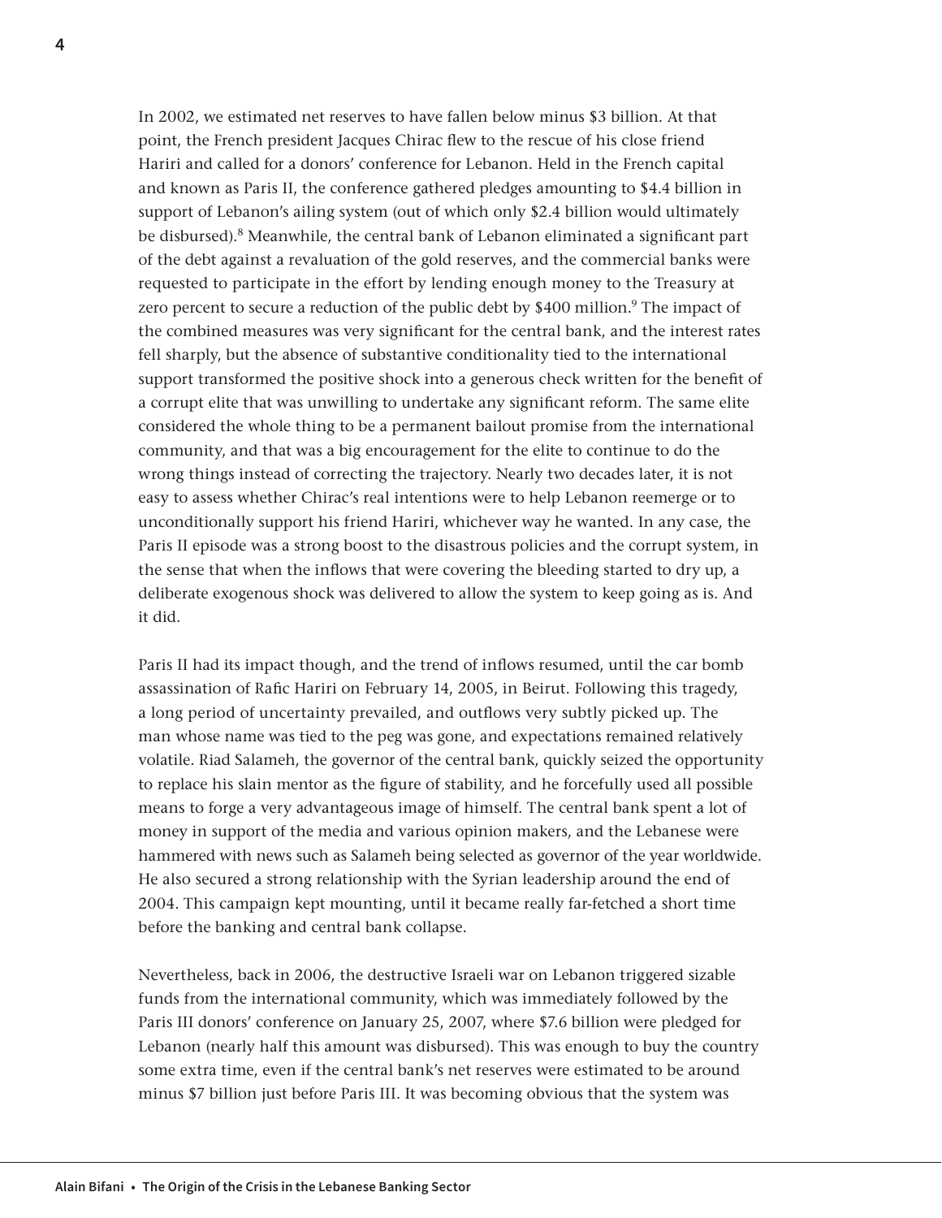In 2002, we estimated net reserves to have fallen below minus $3 billion. At that point, the French president Jacques Chirac flew to the rescue of his close friend Hariri and called for a donors' conference for Lebanon. Held in the French capital and known as Paris II, the conference gathered pledges amounting to $4.4 billion in support of Lebanon's ailing system (out of which only $2.4 billion would ultimately be disbursed).[8] Meanwhile, the central bank of Lebanon eliminated a significant part of the debt against a revaluation of the gold reserves, and the commercial banks were requested to participate in the effort by lending enough money to the Treasury at zero percent to secure a reduction of the public debt by $400 million.[9] The impact of the combined measures was very significant for the central bank, and the interest rates fell sharply, but the absence of substantive conditionality tied to the international support transformed the positive shock into a generous check written for the benefit of a corrupt elite that was unwilling to undertake any significant reform. The same elite considered the whole thing to be a permanent bailout promise from the international community, and that was a big encouragement for the elite to continue to do the wrong things instead of correcting the trajectory. Nearly two decades later, it is not easy to assess whether Chirac's real intentions were to help Lebanon reemerge or to unconditionally support his friend Hariri, whichever way he wanted. In any case, the Paris II episode was a strong boost to the disastrous policies and the corrupt system, in the sense that when the inflows that were covering the bleeding started to dry up, a deliberate exogenous shock was delivered to allow the system to keep going as is. And it did.

Paris II had its impact though, and the trend of inflows resumed, until the car bomb assassination of Rafic Hariri on February 14, 2005, in Beirut. Following this tragedy, a long period of uncertainty prevailed, and outflows very subtly picked up. The man whose name was tied to the peg was gone, and expectations remained relatively volatile. Riad Salameh, the governor of the central bank, quickly seized the opportunity to replace his slain mentor as the figure of stability, and he forcefully used all possible means to forge a very advantageous image of himself. The central bank spent a lot of money in support of the media and various opinion makers, and the Lebanese were hammered with news such as Salameh being selected as governor of the year worldwide. He also secured a strong relationship with the Syrian leadership around the end of 2004. This campaign kept mounting, until it became really far-fetched a short time before the banking and central bank collapse.

Nevertheless, back in 2006, the destructive Israeli war on Lebanon triggered sizable funds from the international community, which was immediately followed by the Paris III donors' conference on January 25, 2007, where $7.6 billion were pledged for Lebanon (nearly half this amount was disbursed). This was enough to buy the country some extra time, even if the central bank's net reserves were estimated to be around minus $7 billion just before Paris III. It was becoming obvious that the system was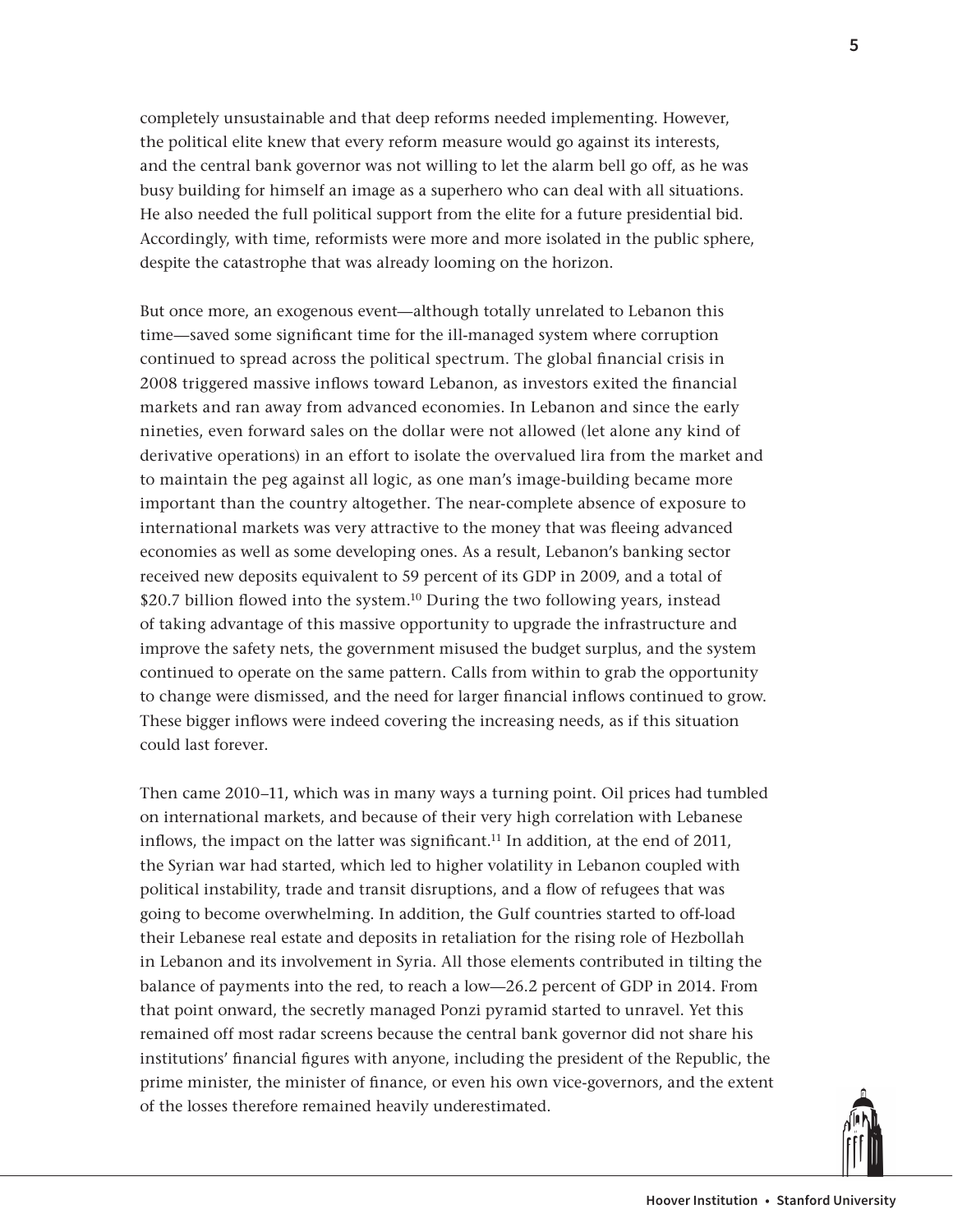completely unsustainable and that deep reforms needed implementing. However, the political elite knew that every reform measure would go against its interests, and the central bank governor was not willing to let the alarm bell go off, as he was busy building for himself an image as a superhero who can deal with all situations. He also needed the full political support from the elite for a future presidential bid. Accordingly, with time, reformists were more and more isolated in the public sphere, despite the catastrophe that was already looming on the horizon.

But once more, an exogenous event—although totally unrelated to Lebanon this time—saved some significant time for the ill-managed system where corruption continued to spread across the political spectrum. The global financial crisis in 2008 triggered massive inflows toward Lebanon, as investors exited the financial markets and ran away from advanced economies. In Lebanon and since the early nineties, even forward sales on the dollar were not allowed (let alone any kind of derivative operations) in an effort to isolate the overvalued lira from the market and to maintain the peg against all logic, as one man's image-building became more important than the country altogether. The near-complete absence of exposure to international markets was very attractive to the money that was fleeing advanced economies as well as some developing ones. As a result, Lebanon's banking sector received new deposits equivalent to 59 percent of its GDP in 2009, and a total of $20.7 billion flowed into the system.[10] During the two following years, instead of taking advantage of this massive opportunity to upgrade the infrastructure and improve the safety nets, the government misused the budget surplus, and the system continued to operate on the same pattern. Calls from within to grab the opportunity to change were dismissed, and the need for larger financial inflows continued to grow. These bigger inflows were indeed covering the increasing needs, as if this situation could last forever.

Then came 2010–11, which was in many ways a turning point. Oil prices had tumbled on international markets, and because of their very high correlation with Lebanese inflows, the impact on the latter was significant.[11] In addition, at the end of 2011, the Syrian war had started, which led to higher volatility in Lebanon coupled with political instability, trade and transit disruptions, and a flow of refugees that was going to become overwhelming. In addition, the Gulf countries started to off-load their Lebanese real estate and deposits in retaliation for the rising role of Hezbollah in Lebanon and its involvement in Syria. All those elements contributed in tilting the balance of payments into the red, to reach a low—26.2 percent of GDP in 2014. From that point onward, the secretly managed Ponzi pyramid started to unravel. Yet this remained off most radar screens because the central bank governor did not share his institutions' financial figures with anyone, including the president of the Republic, the prime minister, the minister of finance, or even his own vice-governors, and the extent of the losses therefore remained heavily underestimated.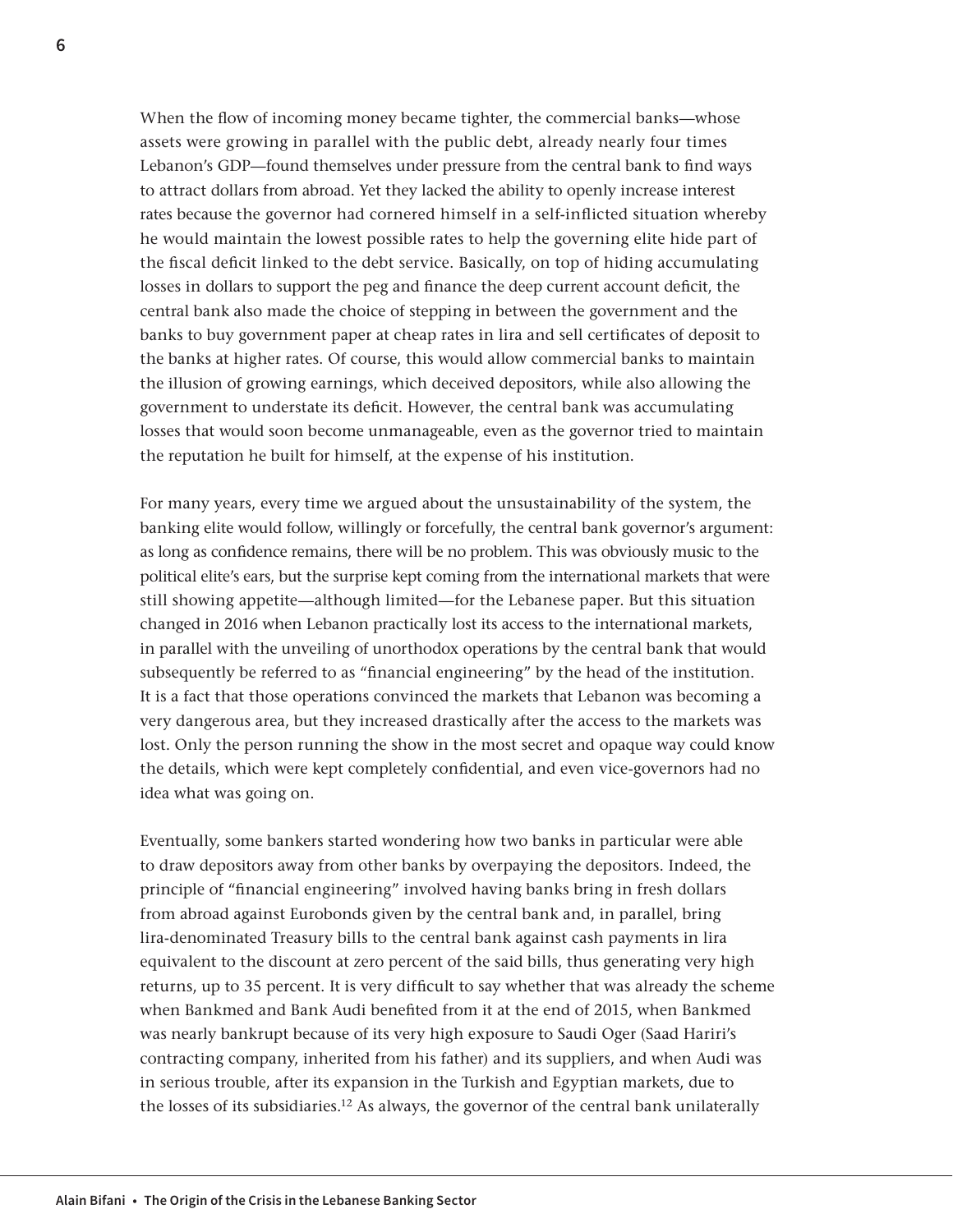When the flow of incoming money became tighter, the commercial banks—whose assets were growing in parallel with the public debt, already nearly four times Lebanon's GDP—found themselves under pressure from the central bank to find ways to attract dollars from abroad. Yet they lacked the ability to openly increase interest rates because the governor had cornered himself in a self-inflicted situation whereby he would maintain the lowest possible rates to help the governing elite hide part of the fiscal deficit linked to the debt service. Basically, on top of hiding accumulating losses in dollars to support the peg and finance the deep current account deficit, the central bank also made the choice of stepping in between the government and the banks to buy government paper at cheap rates in lira and sell certificates of deposit to the banks at higher rates. Of course, this would allow commercial banks to maintain the illusion of growing earnings, which deceived depositors, while also allowing the government to understate its deficit. However, the central bank was accumulating losses that would soon become unmanageable, even as the governor tried to maintain the reputation he built for himself, at the expense of his institution.

For many years, every time we argued about the unsustainability of the system, the banking elite would follow, willingly or forcefully, the central bank governor's argument: as long as confidence remains, there will be no problem. This was obviously music to the political elite's ears, but the surprise kept coming from the international markets that were still showing appetite—although limited—for the Lebanese paper. But this situation changed in 2016 when Lebanon practically lost its access to the international markets, in parallel with the unveiling of unorthodox operations by the central bank that would subsequently be referred to as "financial engineering" by the head of the institution. It is a fact that those operations convinced the markets that Lebanon was becoming a very dangerous area, but they increased drastically after the access to the markets was lost. Only the person running the show in the most secret and opaque way could know the details, which were kept completely confidential, and even vice-governors had no idea what was going on.

Eventually, some bankers started wondering how two banks in particular were able to draw depositors away from other banks by overpaying the depositors. Indeed, the principle of "financial engineering" involved having banks bring in fresh dollars from abroad against Eurobonds given by the central bank and, in parallel, bring lira-denominated Treasury bills to the central bank against cash payments in lira equivalent to the discount at zero percent of the said bills, thus generating very high returns, up to 35 percent. It is very difficult to say whether that was already the scheme when Bankmed and Bank Audi benefited from it at the end of 2015, when Bankmed was nearly bankrupt because of its very high exposure to Saudi Oger (Saad Hariri's contracting company, inherited from his father) and its suppliers, and when Audi was in serious trouble, after its expansion in the Turkish and Egyptian markets, due to the losses of its subsidiaries.[12] As always, the governor of the central bank unilaterally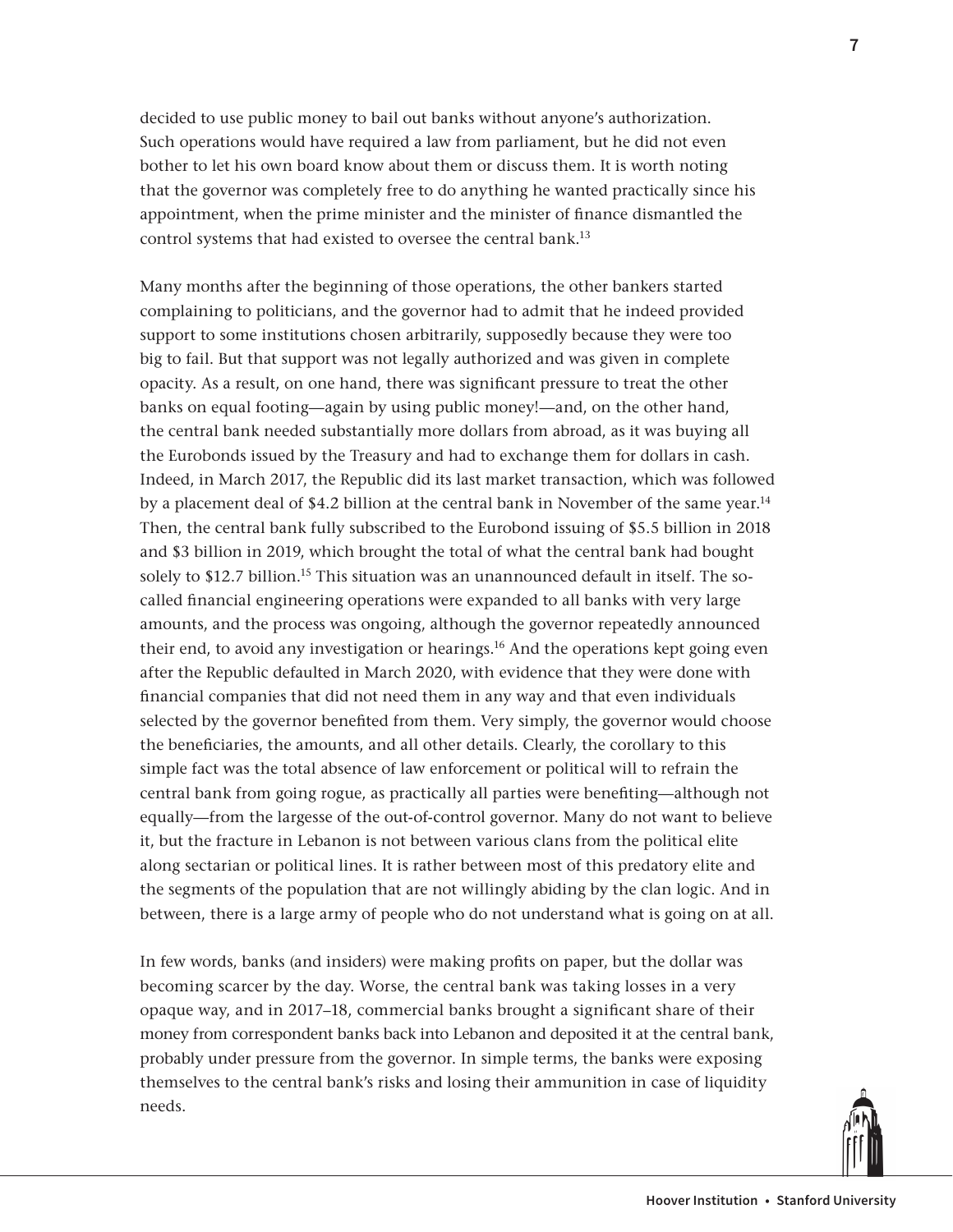decided to use public money to bail out banks without anyone's authorization. Such operations would have required a law from parliament, but he did not even bother to let his own board know about them or discuss them. It is worth noting that the governor was completely free to do anything he wanted practically since his appointment, when the prime minister and the minister of finance dismantled the control systems that had existed to oversee the central bank.[13]

Many months after the beginning of those operations, the other bankers started complaining to politicians, and the governor had to admit that he indeed provided support to some institutions chosen arbitrarily, supposedly because they were too big to fail. But that support was not legally authorized and was given in complete opacity. As a result, on one hand, there was significant pressure to treat the other banks on equal footing—again by using public money!—and, on the other hand, the central bank needed substantially more dollars from abroad, as it was buying all the Eurobonds issued by the Treasury and had to exchange them for dollars in cash. Indeed, in March 2017, the Republic did its last market transaction, which was followed by a placement deal of $4.2 billion at the central bank in November of the same year.[14] Then, the central bank fully subscribed to the Eurobond issuing of $5.5 billion in 2018 and $3 billion in 2019, which brought the total of what the central bank had bought solely to $12.7 billion.[15] This situation was an unannounced default in itself. The so-called financial engineering operations were expanded to all banks with very large amounts, and the process was ongoing, although the governor repeatedly announced their end, to avoid any investigation or hearings.[16] And the operations kept going even after the Republic defaulted in March 2020, with evidence that they were done with financial companies that did not need them in any way and that even individuals selected by the governor benefited from them. Very simply, the governor would choose the beneficiaries, the amounts, and all other details. Clearly, the corollary to this simple fact was the total absence of law enforcement or political will to refrain the central bank from going rogue, as practically all parties were benefiting—although not equally—from the largesse of the out-of-control governor. Many do not want to believe it, but the fracture in Lebanon is not between various clans from the political elite along sectarian or political lines. It is rather between most of this predatory elite and the segments of the population that are not willingly abiding by the clan logic. And in between, there is a large army of people who do not understand what is going on at all.

In few words, banks (and insiders) were making profits on paper, but the dollar was becoming scarcer by the day. Worse, the central bank was taking losses in a very opaque way, and in 2017–18, commercial banks brought a significant share of their money from correspondent banks back into Lebanon and deposited it at the central bank, probably under pressure from the governor. In simple terms, the banks were exposing themselves to the central bank's risks and losing their ammunition in case of liquidity needs.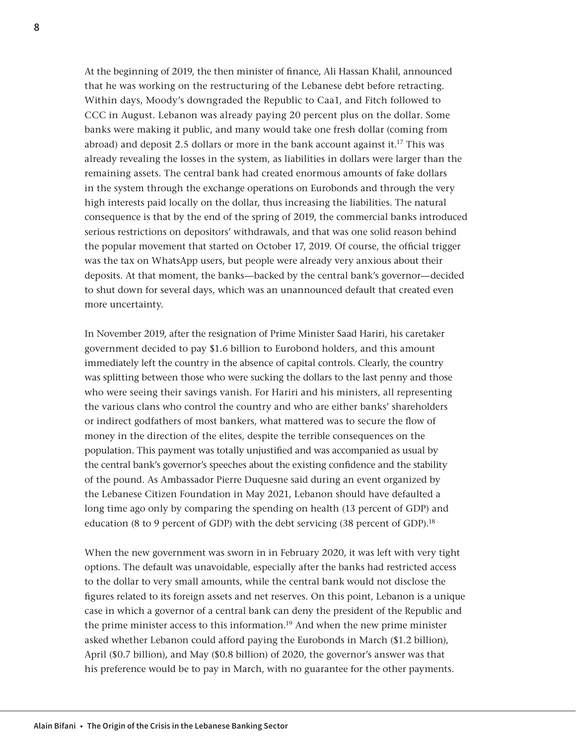At the beginning of 2019, the then minister of finance, Ali Hassan Khalil, announced that he was working on the restructuring of the Lebanese debt before retracting. Within days, Moody's downgraded the Republic to Caa1, and Fitch followed to CCC in August. Lebanon was already paying 20 percent plus on the dollar. Some banks were making it public, and many would take one fresh dollar (coming from abroad) and deposit 2.5 dollars or more in the bank account against it.[17] This was already revealing the losses in the system, as liabilities in dollars were larger than the remaining assets. The central bank had created enormous amounts of fake dollars in the system through the exchange operations on Eurobonds and through the very high interests paid locally on the dollar, thus increasing the liabilities. The natural consequence is that by the end of the spring of 2019, the commercial banks introduced serious restrictions on depositors' withdrawals, and that was one solid reason behind the popular movement that started on October 17, 2019. Of course, the official trigger was the tax on WhatsApp users, but people were already very anxious about their deposits. At that moment, the banks—backed by the central bank's governor—decided to shut down for several days, which was an unannounced default that created even more uncertainty.

In November 2019, after the resignation of Prime Minister Saad Hariri, his caretaker government decided to pay $1.6 billion to Eurobond holders, and this amount immediately left the country in the absence of capital controls. Clearly, the country was splitting between those who were sucking the dollars to the last penny and those who were seeing their savings vanish. For Hariri and his ministers, all representing the various clans who control the country and who are either banks' shareholders or indirect godfathers of most bankers, what mattered was to secure the flow of money in the direction of the elites, despite the terrible consequences on the population. This payment was totally unjustified and was accompanied as usual by the central bank's governor's speeches about the existing confidence and the stability of the pound. As Ambassador Pierre Duquesne said during an event organized by the Lebanese Citizen Foundation in May 2021, Lebanon should have defaulted a long time ago only by comparing the spending on health (13 percent of GDP) and education (8 to 9 percent of GDP) with the debt servicing (38 percent of GDP).[18]

When the new government was sworn in in February 2020, it was left with very tight options. The default was unavoidable, especially after the banks had restricted access to the dollar to very small amounts, while the central bank would not disclose the figures related to its foreign assets and net reserves. On this point, Lebanon is a unique case in which a governor of a central bank can deny the president of the Republic and the prime minister access to this information.[19] And when the new prime minister asked whether Lebanon could afford paying the Eurobonds in March ($1.2 billion), April ($0.7 billion), and May ($0.8 billion) of 2020, the governor's answer was that his preference would be to pay in March, with no guarantee for the other payments.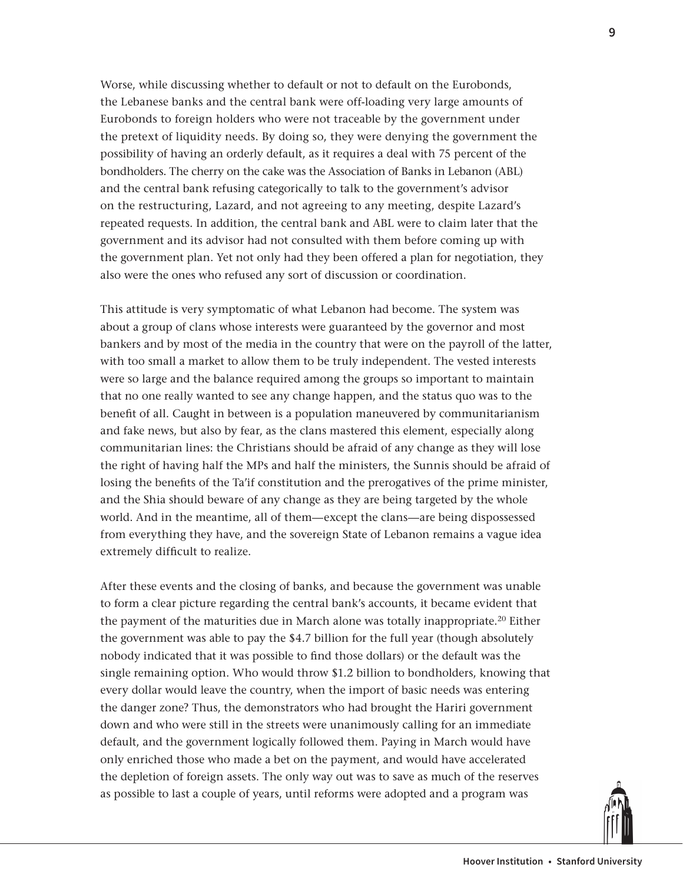Worse, while discussing whether to default or not to default on the Eurobonds, the Lebanese banks and the central bank were off-loading very large amounts of Eurobonds to foreign holders who were not traceable by the government under the pretext of liquidity needs. By doing so, they were denying the government the possibility of having an orderly default, as it requires a deal with 75 percent of the bondholders. The cherry on the cake was the Association of Banks in Lebanon (ABL) and the central bank refusing categorically to talk to the government's advisor on the restructuring, Lazard, and not agreeing to any meeting, despite Lazard's repeated requests. In addition, the central bank and ABL were to claim later that the government and its advisor had not consulted with them before coming up with the government plan. Yet not only had they been offered a plan for negotiation, they also were the ones who refused any sort of discussion or coordination.

This attitude is very symptomatic of what Lebanon had become. The system was about a group of clans whose interests were guaranteed by the governor and most bankers and by most of the media in the country that were on the payroll of the latter, with too small a market to allow them to be truly independent. The vested interests were so large and the balance required among the groups so important to maintain that no one really wanted to see any change happen, and the status quo was to the benefit of all. Caught in between is a population maneuvered by communitarianism and fake news, but also by fear, as the clans mastered this element, especially along communitarian lines: the Christians should be afraid of any change as they will lose the right of having half the MPs and half the ministers, the Sunnis should be afraid of losing the benefits of the Ta'if constitution and the prerogatives of the prime minister, and the Shia should beware of any change as they are being targeted by the whole world. And in the meantime, all of them—except the clans—are being dispossessed from everything they have, and the sovereign State of Lebanon remains a vague idea extremely difficult to realize.

After these events and the closing of banks, and because the government was unable to form a clear picture regarding the central bank's accounts, it became evident that the payment of the maturities due in March alone was totally inappropriate.[20] Either the government was able to pay the $4.7 billion for the full year (though absolutely nobody indicated that it was possible to find those dollars) or the default was the single remaining option. Who would throw $1.2 billion to bondholders, knowing that every dollar would leave the country, when the import of basic needs was entering the danger zone? Thus, the demonstrators who had brought the Hariri government down and who were still in the streets were unanimously calling for an immediate default, and the government logically followed them. Paying in March would have only enriched those who made a bet on the payment, and would have accelerated the depletion of foreign assets. The only way out was to save as much of the reserves as possible to last a couple of years, until reforms were adopted and a program was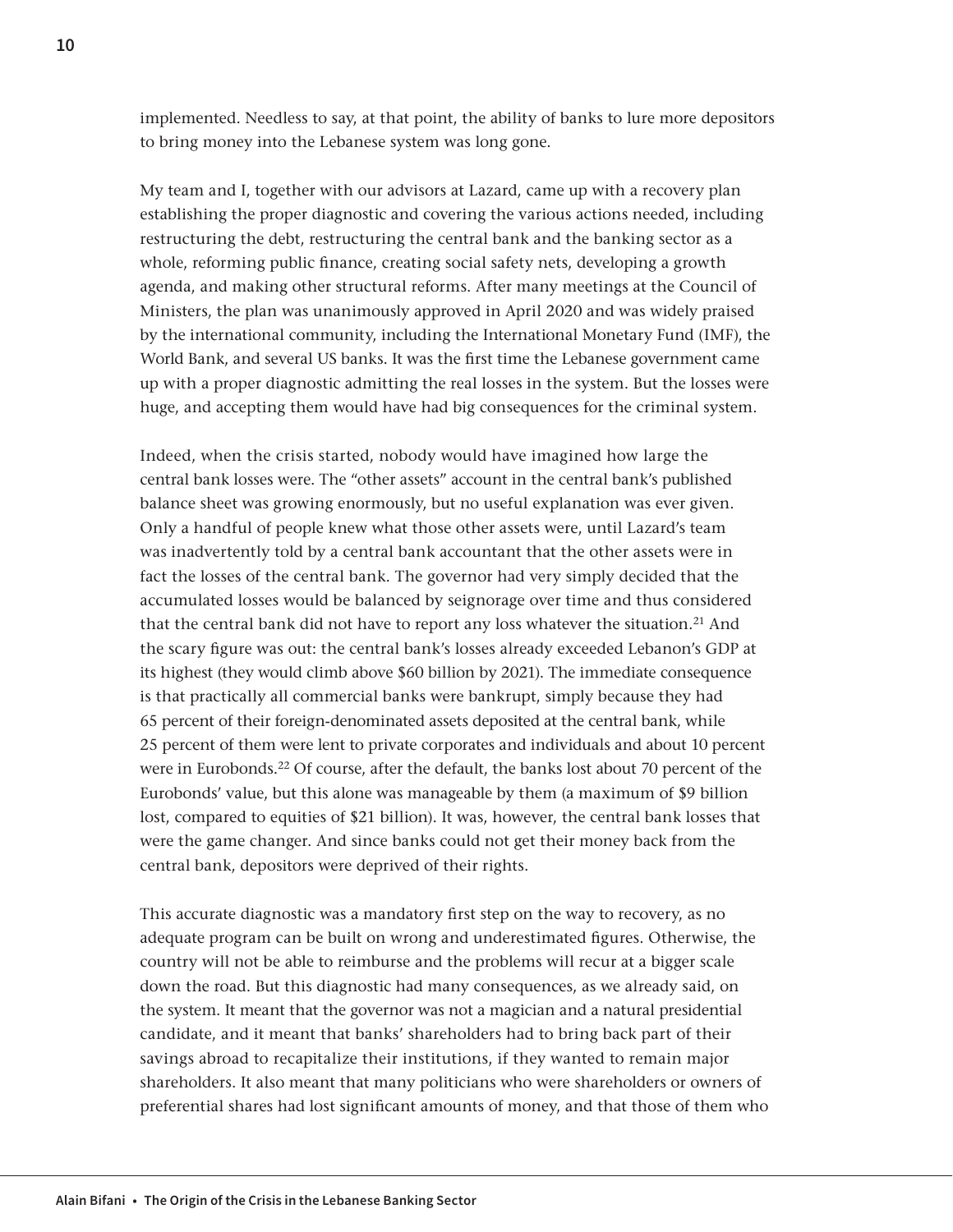implemented. Needless to say, at that point, the ability of banks to lure more depositors to bring money into the Lebanese system was long gone.

My team and I, together with our advisors at Lazard, came up with a recovery plan establishing the proper diagnostic and covering the various actions needed, including restructuring the debt, restructuring the central bank and the banking sector as a whole, reforming public finance, creating social safety nets, developing a growth agenda, and making other structural reforms. After many meetings at the Council of Ministers, the plan was unanimously approved in April 2020 and was widely praised by the international community, including the International Monetary Fund (IMF), the World Bank, and several US banks. It was the first time the Lebanese government came up with a proper diagnostic admitting the real losses in the system. But the losses were huge, and accepting them would have had big consequences for the criminal system.

Indeed, when the crisis started, nobody would have imagined how large the central bank losses were. The "other assets" account in the central bank's published balance sheet was growing enormously, but no useful explanation was ever given. Only a handful of people knew what those other assets were, until Lazard's team was inadvertently told by a central bank accountant that the other assets were in fact the losses of the central bank. The governor had very simply decided that the accumulated losses would be balanced by seignorage over time and thus considered that the central bank did not have to report any loss whatever the situation.[21] And the scary figure was out: the central bank's losses already exceeded Lebanon's GDP at its highest (they would climb above $60 billion by 2021). The immediate consequence is that practically all commercial banks were bankrupt, simply because they had 65 percent of their foreign-denominated assets deposited at the central bank, while 25 percent of them were lent to private corporates and individuals and about 10 percent were in Eurobonds.[22] Of course, after the default, the banks lost about 70 percent of the Eurobonds' value, but this alone was manageable by them (a maximum of $9 billion lost, compared to equities of $21 billion). It was, however, the central bank losses that were the game changer. And since banks could not get their money back from the central bank, depositors were deprived of their rights.

This accurate diagnostic was a mandatory first step on the way to recovery, as no adequate program can be built on wrong and underestimated figures. Otherwise, the country will not be able to reimburse and the problems will recur at a bigger scale down the road. But this diagnostic had many consequences, as we already said, on the system. It meant that the governor was not a magician and a natural presidential candidate, and it meant that banks' shareholders had to bring back part of their savings abroad to recapitalize their institutions, if they wanted to remain major shareholders. It also meant that many politicians who were shareholders or owners of preferential shares had lost significant amounts of money, and that those of them who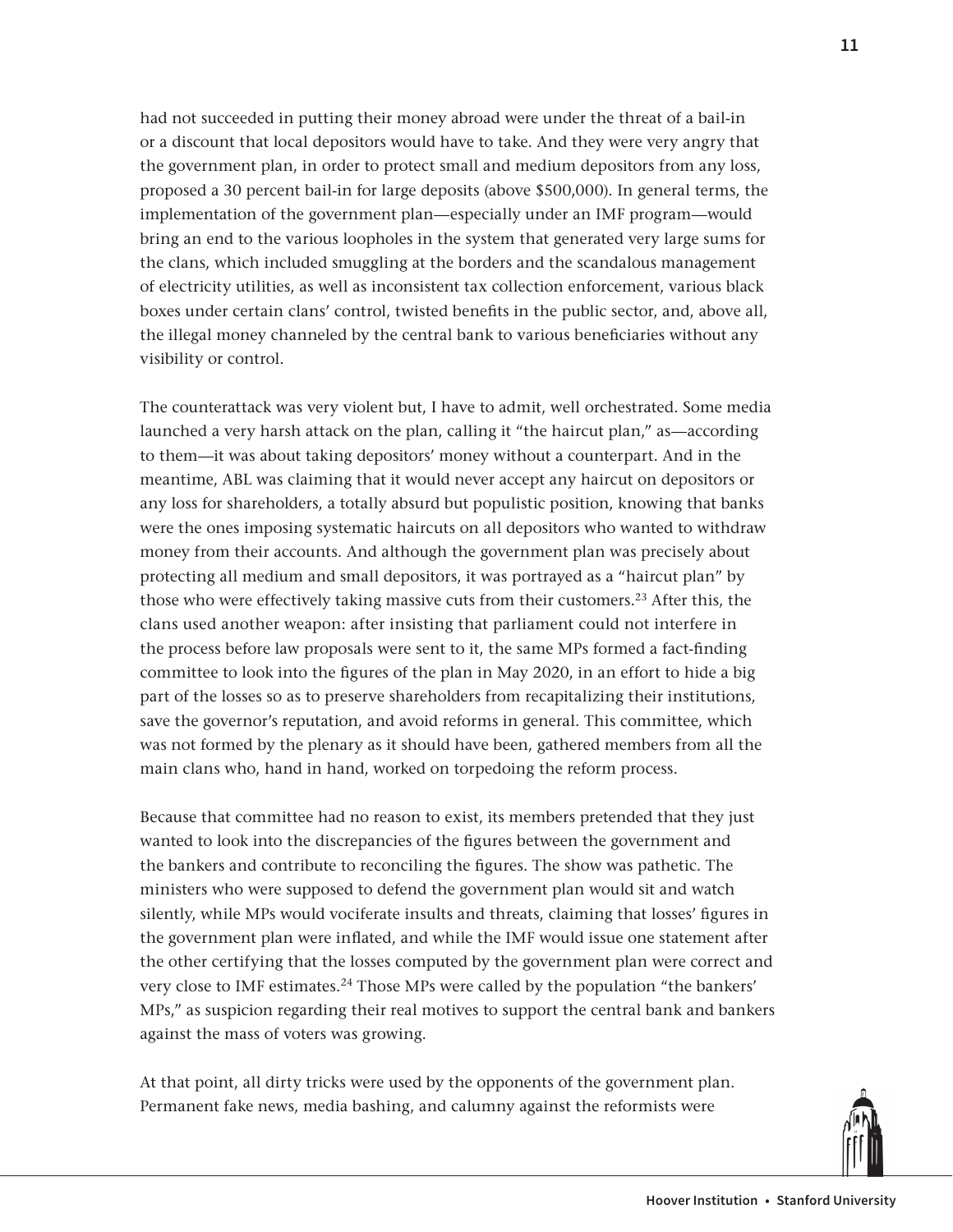had not succeeded in putting their money abroad were under the threat of a bail-in or a discount that local depositors would have to take. And they were very angry that the government plan, in order to protect small and medium depositors from any loss, proposed a 30 percent bail-in for large deposits (above $500,000). In general terms, the implementation of the government plan—especially under an IMF program—would bring an end to the various loopholes in the system that generated very large sums for the clans, which included smuggling at the borders and the scandalous management of electricity utilities, as well as inconsistent tax collection enforcement, various black boxes under certain clans' control, twisted benefits in the public sector, and, above all, the illegal money channeled by the central bank to various beneficiaries without any visibility or control.

The counterattack was very violent but, I have to admit, well orchestrated. Some media launched a very harsh attack on the plan, calling it "the haircut plan," as—according to them—it was about taking depositors' money without a counterpart. And in the meantime, ABL was claiming that it would never accept any haircut on depositors or any loss for shareholders, a totally absurd but populistic position, knowing that banks were the ones imposing systematic haircuts on all depositors who wanted to withdraw money from their accounts. And although the government plan was precisely about protecting all medium and small depositors, it was portrayed as a "haircut plan" by those who were effectively taking massive cuts from their customers.[23] After this, the clans used another weapon: after insisting that parliament could not interfere in the process before law proposals were sent to it, the same MPs formed a fact-finding committee to look into the figures of the plan in May 2020, in an effort to hide a big part of the losses so as to preserve shareholders from recapitalizing their institutions, save the governor's reputation, and avoid reforms in general. This committee, which was not formed by the plenary as it should have been, gathered members from all the main clans who, hand in hand, worked on torpedoing the reform process.

Because that committee had no reason to exist, its members pretended that they just wanted to look into the discrepancies of the figures between the government and the bankers and contribute to reconciling the figures. The show was pathetic. The ministers who were supposed to defend the government plan would sit and watch silently, while MPs would vociferate insults and threats, claiming that losses' figures in the government plan were inflated, and while the IMF would issue one statement after the other certifying that the losses computed by the government plan were correct and very close to IMF estimates.[24] Those MPs were called by the population "the bankers' MPs," as suspicion regarding their real motives to support the central bank and bankers against the mass of voters was growing.

At that point, all dirty tricks were used by the opponents of the government plan. Permanent fake news, media bashing, and calumny against the reformists were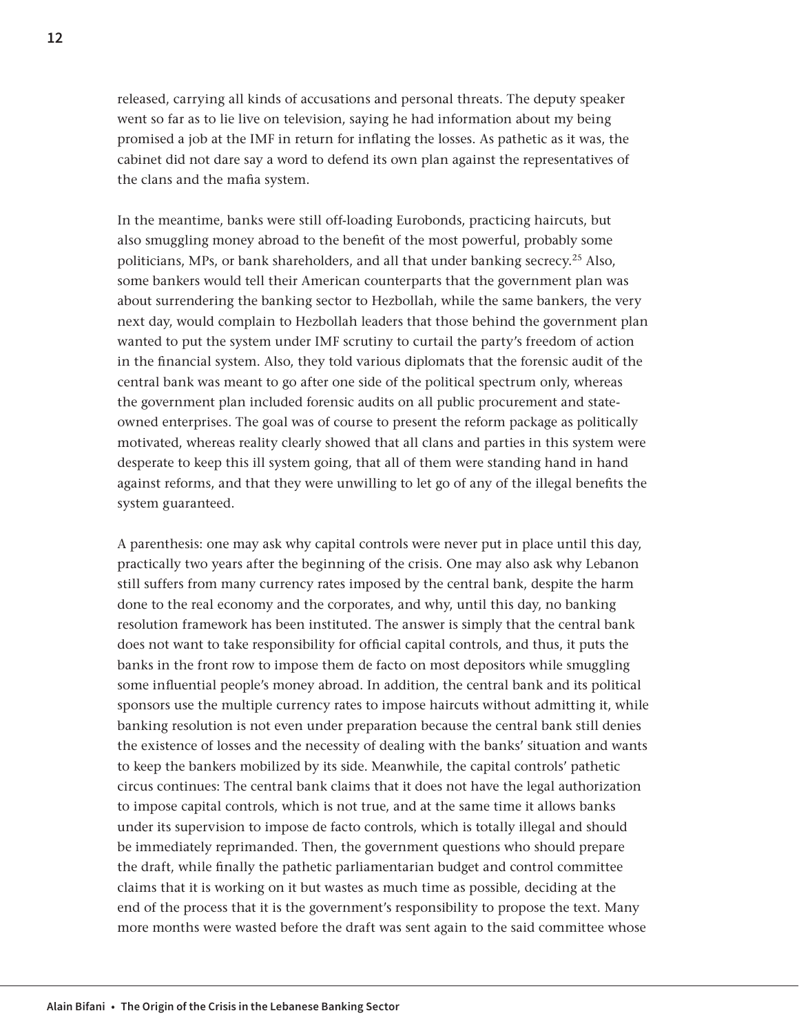released, carrying all kinds of accusations and personal threats. The deputy speaker went so far as to lie live on television, saying he had information about my being promised a job at the IMF in return for inflating the losses. As pathetic as it was, the cabinet did not dare say a word to defend its own plan against the representatives of the clans and the mafia system.

In the meantime, banks were still off-loading Eurobonds, practicing haircuts, but also smuggling money abroad to the benefit of the most powerful, probably some politicians, MPs, or bank shareholders, and all that under banking secrecy.[25] Also, some bankers would tell their American counterparts that the government plan was about surrendering the banking sector to Hezbollah, while the same bankers, the very next day, would complain to Hezbollah leaders that those behind the government plan wanted to put the system under IMF scrutiny to curtail the party's freedom of action in the financial system. Also, they told various diplomats that the forensic audit of the central bank was meant to go after one side of the political spectrum only, whereas the government plan included forensic audits on all public procurement and state-owned enterprises. The goal was of course to present the reform package as politically motivated, whereas reality clearly showed that all clans and parties in this system were desperate to keep this ill system going, that all of them were standing hand in hand against reforms, and that they were unwilling to let go of any of the illegal benefits the system guaranteed.

A parenthesis: one may ask why capital controls were never put in place until this day, practically two years after the beginning of the crisis. One may also ask why Lebanon still suffers from many currency rates imposed by the central bank, despite the harm done to the real economy and the corporates, and why, until this day, no banking resolution framework has been instituted. The answer is simply that the central bank does not want to take responsibility for official capital controls, and thus, it puts the banks in the front row to impose them de facto on most depositors while smuggling some influential people's money abroad. In addition, the central bank and its political sponsors use the multiple currency rates to impose haircuts without admitting it, while banking resolution is not even under preparation because the central bank still denies the existence of losses and the necessity of dealing with the banks' situation and wants to keep the bankers mobilized by its side. Meanwhile, the capital controls' pathetic circus continues: The central bank claims that it does not have the legal authorization to impose capital controls, which is not true, and at the same time it allows banks under its supervision to impose de facto controls, which is totally illegal and should be immediately reprimanded. Then, the government questions who should prepare the draft, while finally the pathetic parliamentarian budget and control committee claims that it is working on it but wastes as much time as possible, deciding at the end of the process that it is the government's responsibility to propose the text. Many more months were wasted before the draft was sent again to the said committee whose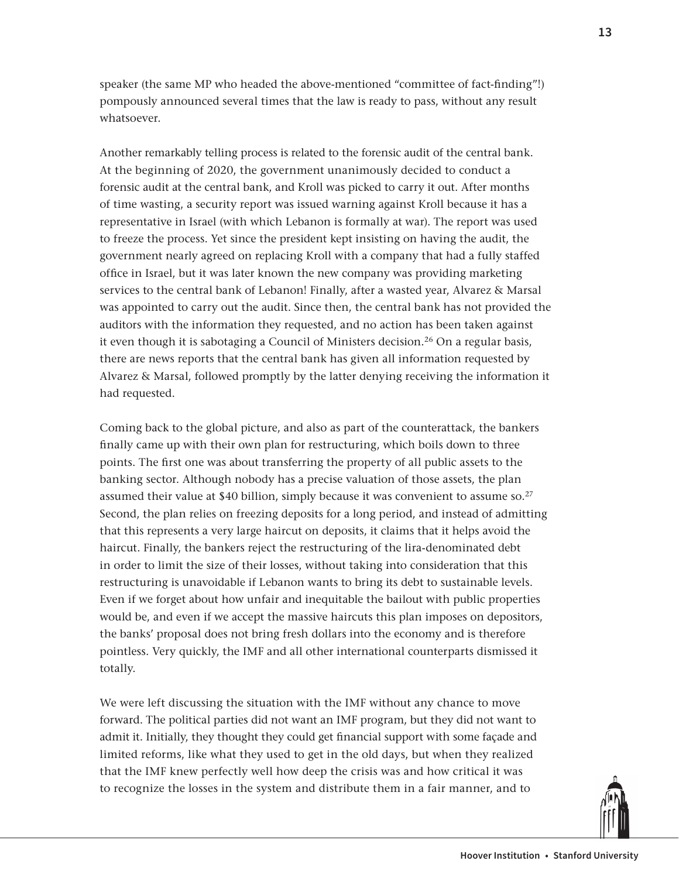speaker (the same MP who headed the above-mentioned "committee of fact-finding"!) pompously announced several times that the law is ready to pass, without any result whatsoever.

Another remarkably telling process is related to the forensic audit of the central bank. At the beginning of 2020, the government unanimously decided to conduct a forensic audit at the central bank, and Kroll was picked to carry it out. After months of time wasting, a security report was issued warning against Kroll because it has a representative in Israel (with which Lebanon is formally at war). The report was used to freeze the process. Yet since the president kept insisting on having the audit, the government nearly agreed on replacing Kroll with a company that had a fully staffed office in Israel, but it was later known the new company was providing marketing services to the central bank of Lebanon! Finally, after a wasted year, Alvarez & Marsal was appointed to carry out the audit. Since then, the central bank has not provided the auditors with the information they requested, and no action has been taken against it even though it is sabotaging a Council of Ministers decision.[26] On a regular basis, there are news reports that the central bank has given all information requested by Alvarez & Marsal, followed promptly by the latter denying receiving the information it had requested.

Coming back to the global picture, and also as part of the counterattack, the bankers finally came up with their own plan for restructuring, which boils down to three points. The first one was about transferring the property of all public assets to the banking sector. Although nobody has a precise valuation of those assets, the plan assumed their value at $40 billion, simply because it was convenient to assume so.[27] Second, the plan relies on freezing deposits for a long period, and instead of admitting that this represents a very large haircut on deposits, it claims that it helps avoid the haircut. Finally, the bankers reject the restructuring of the lira-denominated debt in order to limit the size of their losses, without taking into consideration that this restructuring is unavoidable if Lebanon wants to bring its debt to sustainable levels. Even if we forget about how unfair and inequitable the bailout with public properties would be, and even if we accept the massive haircuts this plan imposes on depositors, the banks' proposal does not bring fresh dollars into the economy and is therefore pointless. Very quickly, the IMF and all other international counterparts dismissed it totally.

We were left discussing the situation with the IMF without any chance to move forward. The political parties did not want an IMF program, but they did not want to admit it. Initially, they thought they could get financial support with some façade and limited reforms, like what they used to get in the old days, but when they realized that the IMF knew perfectly well how deep the crisis was and how critical it was to recognize the losses in the system and distribute them in a fair manner, and to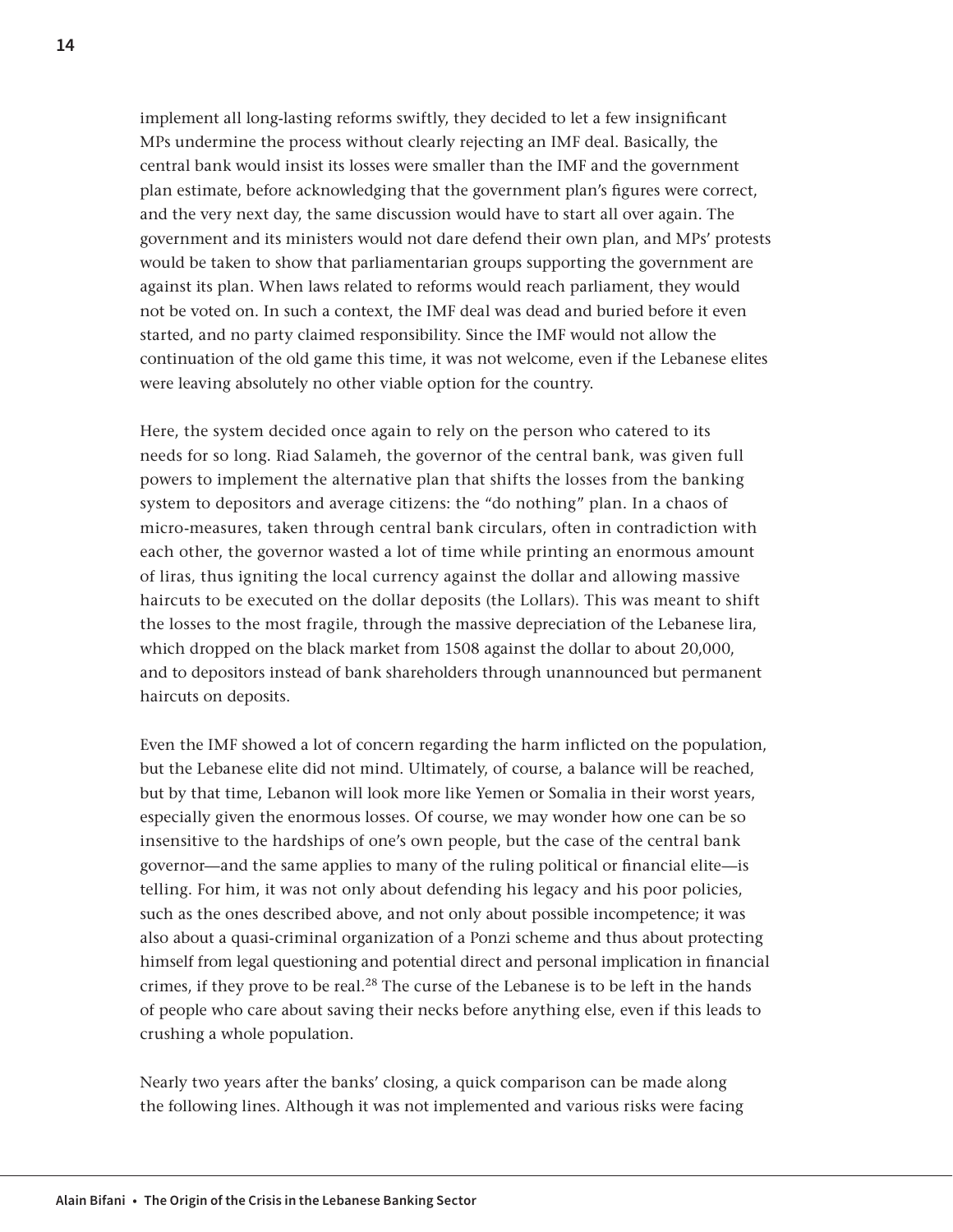implement all long-lasting reforms swiftly, they decided to let a few insignificant MPs undermine the process without clearly rejecting an IMF deal. Basically, the central bank would insist its losses were smaller than the IMF and the government plan estimate, before acknowledging that the government plan's figures were correct, and the very next day, the same discussion would have to start all over again. The government and its ministers would not dare defend their own plan, and MPs' protests would be taken to show that parliamentarian groups supporting the government are against its plan. When laws related to reforms would reach parliament, they would not be voted on. In such a context, the IMF deal was dead and buried before it even started, and no party claimed responsibility. Since the IMF would not allow the continuation of the old game this time, it was not welcome, even if the Lebanese elites were leaving absolutely no other viable option for the country.

Here, the system decided once again to rely on the person who catered to its needs for so long. Riad Salameh, the governor of the central bank, was given full powers to implement the alternative plan that shifts the losses from the banking system to depositors and average citizens: the "do nothing" plan. In a chaos of micro-measures, taken through central bank circulars, often in contradiction with each other, the governor wasted a lot of time while printing an enormous amount of liras, thus igniting the local currency against the dollar and allowing massive haircuts to be executed on the dollar deposits (the Lollars). This was meant to shift the losses to the most fragile, through the massive depreciation of the Lebanese lira, which dropped on the black market from 1508 against the dollar to about 20,000, and to depositors instead of bank shareholders through unannounced but permanent haircuts on deposits.

Even the IMF showed a lot of concern regarding the harm inflicted on the population, but the Lebanese elite did not mind. Ultimately, of course, a balance will be reached, but by that time, Lebanon will look more like Yemen or Somalia in their worst years, especially given the enormous losses. Of course, we may wonder how one can be so insensitive to the hardships of one's own people, but the case of the central bank governor—and the same applies to many of the ruling political or financial elite—is telling. For him, it was not only about defending his legacy and his poor policies, such as the ones described above, and not only about possible incompetence; it was also about a quasi-criminal organization of a Ponzi scheme and thus about protecting himself from legal questioning and potential direct and personal implication in financial crimes, if they prove to be real.[28] The curse of the Lebanese is to be left in the hands of people who care about saving their necks before anything else, even if this leads to crushing a whole population.

Nearly two years after the banks' closing, a quick comparison can be made along the following lines. Although it was not implemented and various risks were facing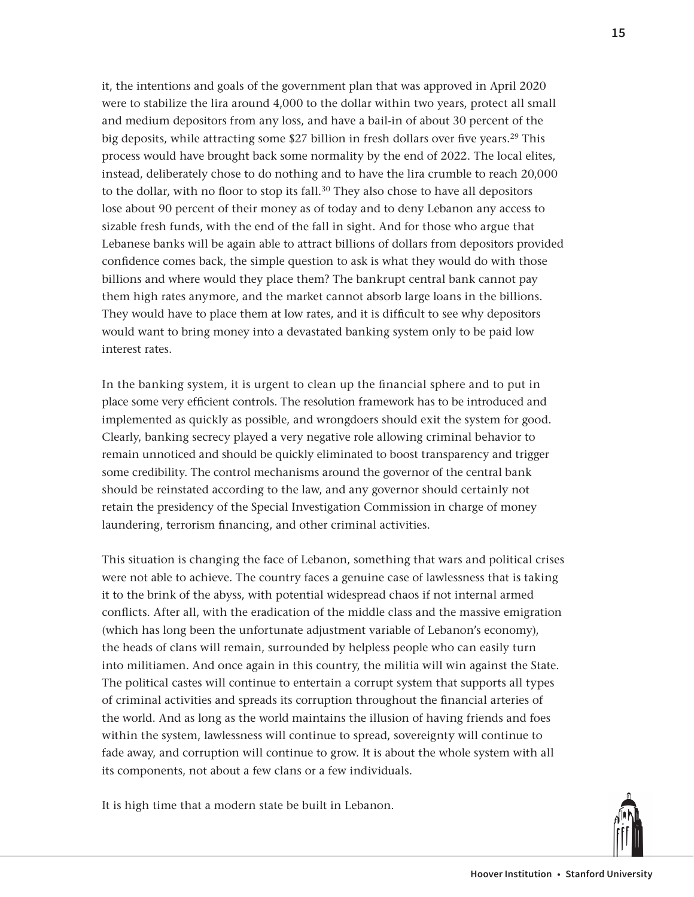it, the intentions and goals of the government plan that was approved in April 2020 were to stabilize the lira around 4,000 to the dollar within two years, protect all small and medium depositors from any loss, and have a bail-in of about 30 percent of the big deposits, while attracting some $27 billion in fresh dollars over five years.[29] This process would have brought back some normality by the end of 2022. The local elites, instead, deliberately chose to do nothing and to have the lira crumble to reach 20,000 to the dollar, with no floor to stop its fall.[30] They also chose to have all depositors lose about 90 percent of their money as of today and to deny Lebanon any access to sizable fresh funds, with the end of the fall in sight. And for those who argue that Lebanese banks will be again able to attract billions of dollars from depositors provided confidence comes back, the simple question to ask is what they would do with those billions and where would they place them? The bankrupt central bank cannot pay them high rates anymore, and the market cannot absorb large loans in the billions. They would have to place them at low rates, and it is difficult to see why depositors would want to bring money into a devastated banking system only to be paid low interest rates.

In the banking system, it is urgent to clean up the financial sphere and to put in place some very efficient controls. The resolution framework has to be introduced and implemented as quickly as possible, and wrongdoers should exit the system for good. Clearly, banking secrecy played a very negative role allowing criminal behavior to remain unnoticed and should be quickly eliminated to boost transparency and trigger some credibility. The control mechanisms around the governor of the central bank should be reinstated according to the law, and any governor should certainly not retain the presidency of the Special Investigation Commission in charge of money laundering, terrorism financing, and other criminal activities.

This situation is changing the face of Lebanon, something that wars and political crises were not able to achieve. The country faces a genuine case of lawlessness that is taking it to the brink of the abyss, with potential widespread chaos if not internal armed conflicts. After all, with the eradication of the middle class and the massive emigration (which has long been the unfortunate adjustment variable of Lebanon's economy), the heads of clans will remain, surrounded by helpless people who can easily turn into militiamen. And once again in this country, the militia will win against the State. The political castes will continue to entertain a corrupt system that supports all types of criminal activities and spreads its corruption throughout the financial arteries of the world. And as long as the world maintains the illusion of having friends and foes within the system, lawlessness will continue to spread, sovereignty will continue to fade away, and corruption will continue to grow. It is about the whole system with all its components, not about a few clans or a few individuals.

It is high time that a modern state be built in Lebanon.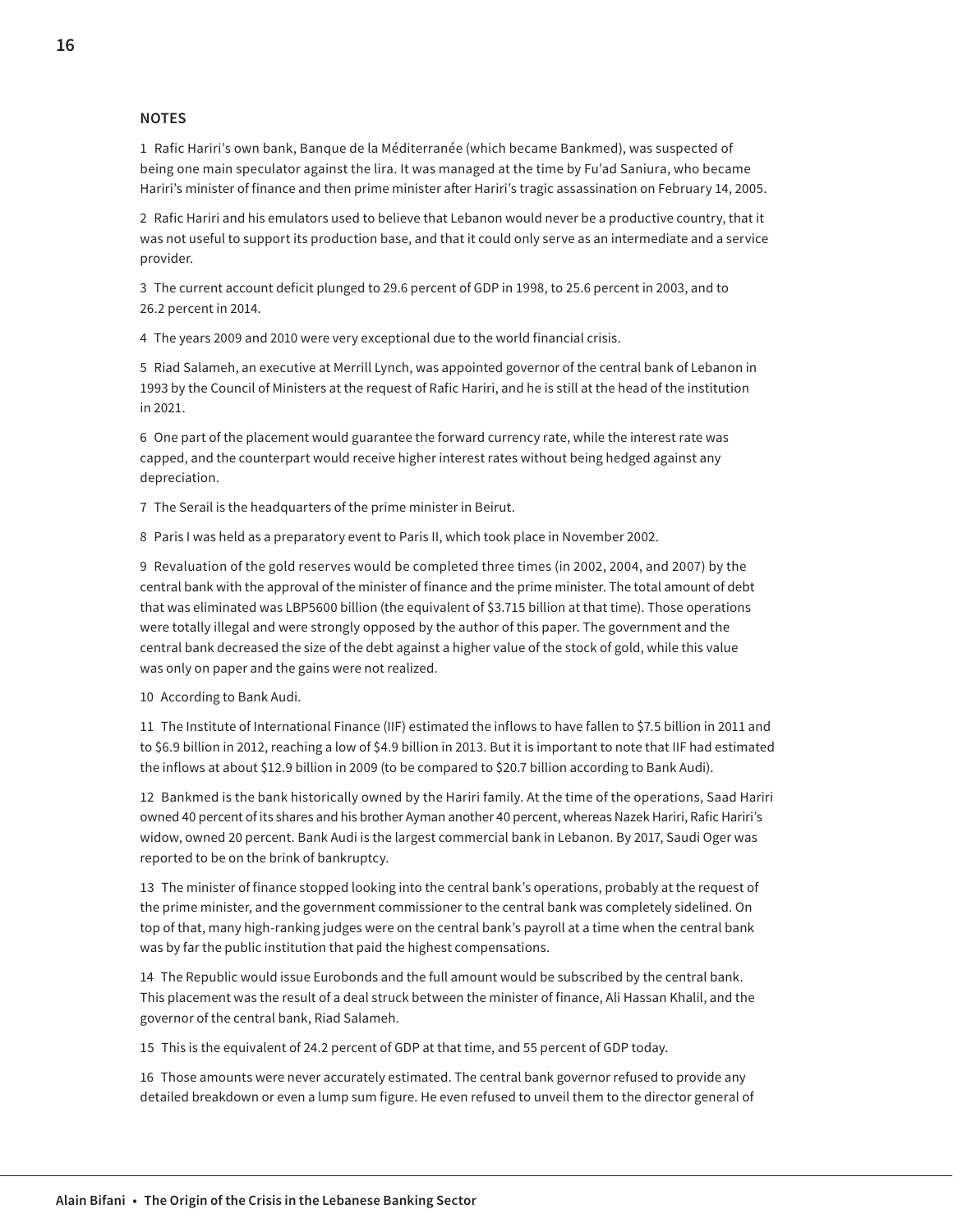## NOTES

1 Rafic Hariri's own bank, Banque de la Méditerranée (which became Bankmed), was suspected of being one main speculator against the lira. It was managed at the time by Fu'ad Saniura, who became Hariri's minister of finance and then prime minister after Hariri's tragic assassination on February 14, 2005.

2 Rafic Hariri and his emulators used to believe that Lebanon would never be a productive country, that it was not useful to support its production base, and that it could only serve as an intermediate and a service provider.

3 The current account deficit plunged to 29.6 percent of GDP in 1998, to 25.6 percent in 2003, and to 26.2 percent in 2014.

4 The years 2009 and 2010 were very exceptional due to the world financial crisis.

5 Riad Salameh, an executive at Merrill Lynch, was appointed governor of the central bank of Lebanon in 1993 by the Council of Ministers at the request of Rafic Hariri, and he is still at the head of the institution in 2021.

6 One part of the placement would guarantee the forward currency rate, while the interest rate was capped, and the counterpart would receive higher interest rates without being hedged against any depreciation.

7 The Serail is the headquarters of the prime minister in Beirut.

8 Paris I was held as a preparatory event to Paris II, which took place in November 2002.

9 Revaluation of the gold reserves would be completed three times (in 2002, 2004, and 2007) by the central bank with the approval of the minister of finance and the prime minister. The total amount of debt that was eliminated was LBP5600 billion (the equivalent of $3.715 billion at that time). Those operations were totally illegal and were strongly opposed by the author of this paper. The government and the central bank decreased the size of the debt against a higher value of the stock of gold, while this value was only on paper and the gains were not realized.

10 According to Bank Audi.

11 The Institute of International Finance (IIF) estimated the inflows to have fallen to $7.5 billion in 2011 and to $6.9 billion in 2012, reaching a low of $4.9 billion in 2013. But it is important to note that IIF had estimated the inflows at about $12.9 billion in 2009 (to be compared to $20.7 billion according to Bank Audi).

12 Bankmed is the bank historically owned by the Hariri family. At the time of the operations, Saad Hariri owned 40 percent of its shares and his brother Ayman another 40 percent, whereas Nazek Hariri, Rafic Hariri's widow, owned 20 percent. Bank Audi is the largest commercial bank in Lebanon. By 2017, Saudi Oger was reported to be on the brink of bankruptcy.

13 The minister of finance stopped looking into the central bank's operations, probably at the request of the prime minister, and the government commissioner to the central bank was completely sidelined. On top of that, many high-ranking judges were on the central bank's payroll at a time when the central bank was by far the public institution that paid the highest compensations.

14 The Republic would issue Eurobonds and the full amount would be subscribed by the central bank. This placement was the result of a deal struck between the minister of finance, Ali Hassan Khalil, and the governor of the central bank, Riad Salameh.

15 This is the equivalent of 24.2 percent of GDP at that time, and 55 percent of GDP today.

16 Those amounts were never accurately estimated. The central bank governor refused to provide any detailed breakdown or even a lump sum figure. He even refused to unveil them to the director general of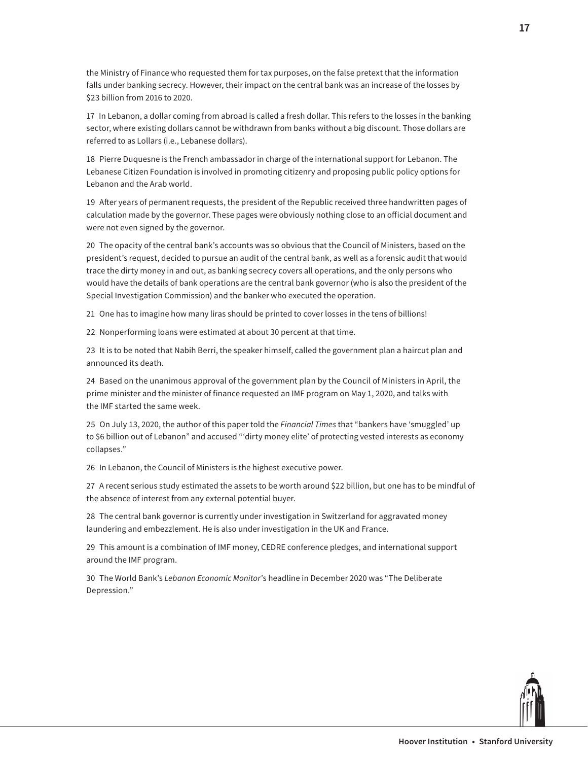the Ministry of Finance who requested them for tax purposes, on the false pretext that the information falls under banking secrecy. However, their impact on the central bank was an increase of the losses by $23 billion from 2016 to 2020.

17 In Lebanon, a dollar coming from abroad is called a fresh dollar. This refers to the losses in the banking sector, where existing dollars cannot be withdrawn from banks without a big discount. Those dollars are referred to as Lollars (i.e., Lebanese dollars).

18 Pierre Duquesne is the French ambassador in charge of the international support for Lebanon. The Lebanese Citizen Foundation is involved in promoting citizenry and proposing public policy options for Lebanon and the Arab world.

19 After years of permanent requests, the president of the Republic received three handwritten pages of calculation made by the governor. These pages were obviously nothing close to an official document and were not even signed by the governor.

20 The opacity of the central bank's accounts was so obvious that the Council of Ministers, based on the president's request, decided to pursue an audit of the central bank, as well as a forensic audit that would trace the dirty money in and out, as banking secrecy covers all operations, and the only persons who would have the details of bank operations are the central bank governor (who is also the president of the Special Investigation Commission) and the banker who executed the operation.

21 One has to imagine how many liras should be printed to cover losses in the tens of billions!

22 Nonperforming loans were estimated at about 30 percent at that time.

23 It is to be noted that Nabih Berri, the speaker himself, called the government plan a haircut plan and announced its death.

24 Based on the unanimous approval of the government plan by the Council of Ministers in April, the prime minister and the minister of finance requested an IMF program on May 1, 2020, and talks with the IMF started the same week.

25 On July 13, 2020, the author of this paper told the *Financial Times* that "bankers have 'smuggled' up to $6 billion out of Lebanon" and accused "'dirty money elite' of protecting vested interests as economy collapses."

26 In Lebanon, the Council of Ministers is the highest executive power.

27 A recent serious study estimated the assets to be worth around $22 billion, but one has to be mindful of the absence of interest from any external potential buyer.

28 The central bank governor is currently under investigation in Switzerland for aggravated money laundering and embezzlement. He is also under investigation in the UK and France.

29 This amount is a combination of IMF money, CEDRE conference pledges, and international support around the IMF program.

30 The World Bank's *Lebanon Economic Monitor*'s headline in December 2020 was "The Deliberate Depression."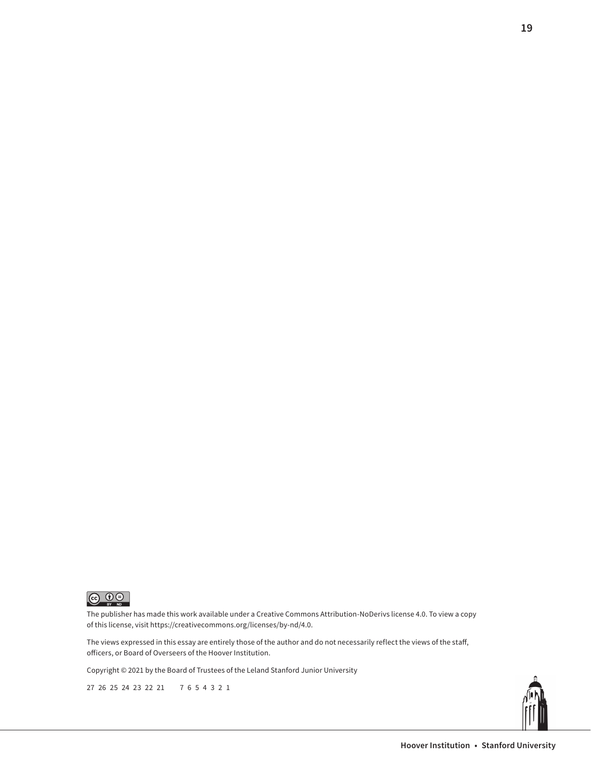The publisher has made this work available under a Creative Commons Attribution-NoDerivs license 4.0. To view a copy of this license, visit https://creativecommons.org/licenses/by-nd/4.0.

The views expressed in this essay are entirely those of the author and do not necessarily reflect the views of the staff, officers, or Board of Overseers of the Hoover Institution.

Copyright © 2021 by the Board of Trustees of the Leland Stanford Junior University

27 26 25 24 23 22 21    7 6 5 4 3 2 1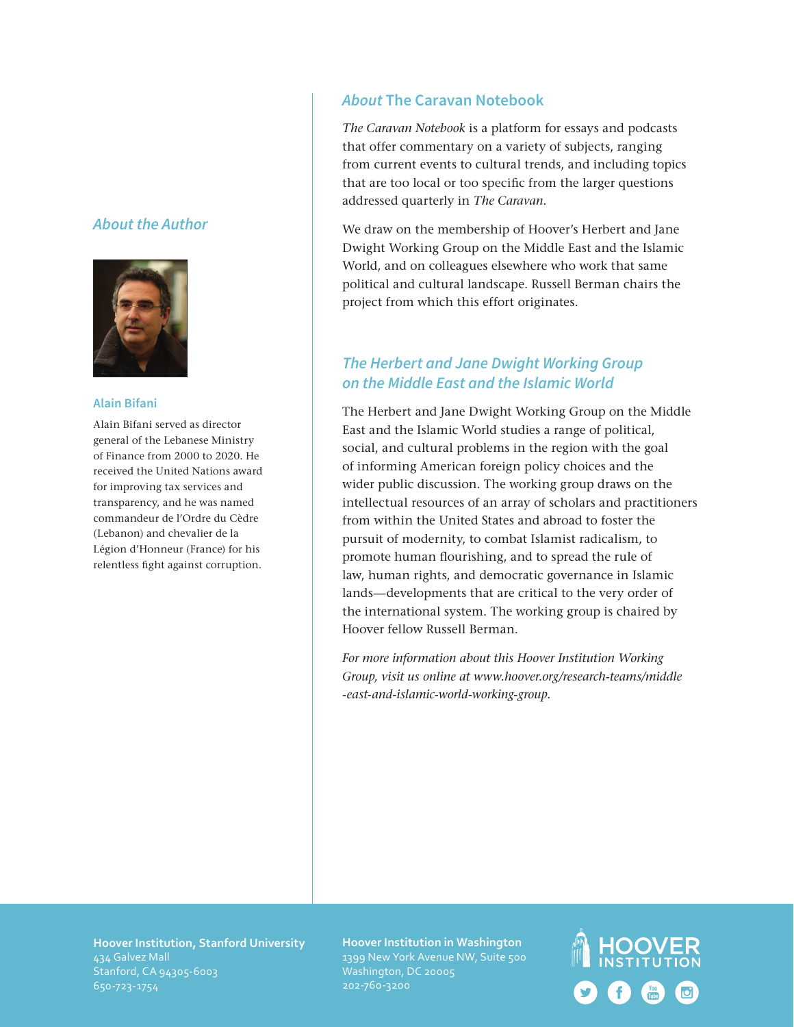## *About the Author*

**Alain Bifani**

Alain Bifani served as director general of the Lebanese Ministry of Finance from 2000 to 2020. He received the United Nations award for improving tax services and transparency, and he was named commandeur de l'Ordre du Cèdre (Lebanon) and chevalier de la Légion d'Honneur (France) for his relentless fight against corruption.

## *About* The Caravan Notebook

*The Caravan Notebook* is a platform for essays and podcasts that offer commentary on a variety of subjects, ranging from current events to cultural trends, and including topics that are too local or too specific from the larger questions addressed quarterly in *The Caravan*.

We draw on the membership of Hoover's Herbert and Jane Dwight Working Group on the Middle East and the Islamic World, and on colleagues elsewhere who work that same political and cultural landscape. Russell Berman chairs the project from which this effort originates.

## *The Herbert and Jane Dwight Working Group on the Middle East and the Islamic World*

The Herbert and Jane Dwight Working Group on the Middle East and the Islamic World studies a range of political, social, and cultural problems in the region with the goal of informing American foreign policy choices and the wider public discussion. The working group draws on the intellectual resources of an array of scholars and practitioners from within the United States and abroad to foster the pursuit of modernity, to combat Islamist radicalism, to promote human flourishing, and to spread the rule of law, human rights, and democratic governance in Islamic lands—developments that are critical to the very order of the international system. The working group is chaired by Hoover fellow Russell Berman.

*For more information about this Hoover Institution Working Group, visit us online at www.hoover.org/research-teams/middle-east-and-islamic-world-working-group.*

**Hoover Institution, Stanford University**
434 Galvez Mall
Stanford, CA 94305-6003
650-723-1754

**Hoover Institution in Washington**
1399 New York Avenue NW, Suite 500
Washington, DC 20005
202-760-3200

HOOVER INSTITUTION